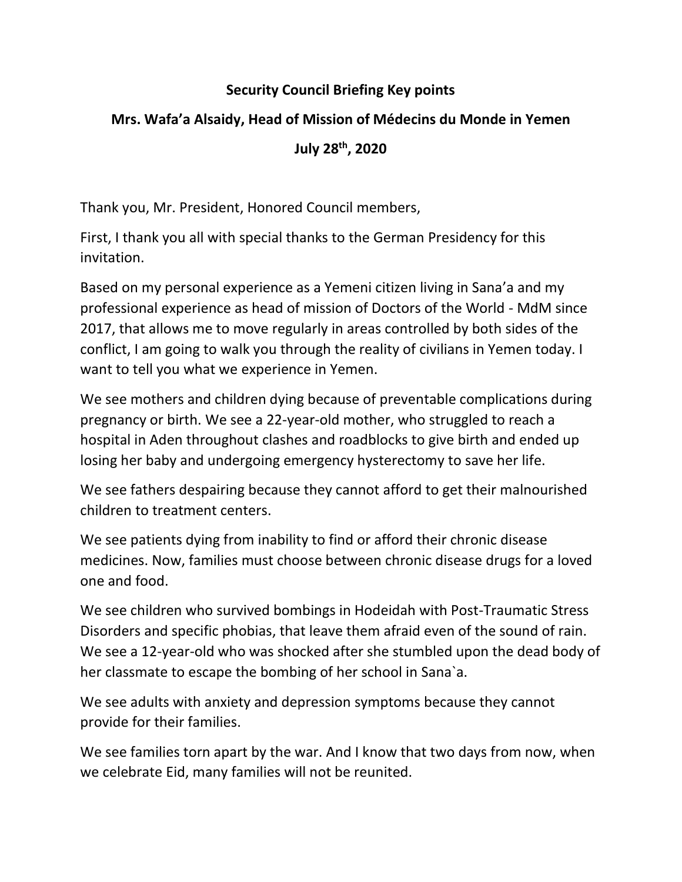**Security Council Briefing Key points**

**Mrs. Wafa'a Alsaidy, Head of Mission of Médecins du Monde in Yemen**

**July 28th, 2020**

Thank you, Mr. President, Honored Council members,

First, I thank you all with special thanks to the German Presidency for this invitation.

Based on my personal experience as a Yemeni citizen living in Sana'a and my professional experience as head of mission of Doctors of the World - MdM since 2017, that allows me to move regularly in areas controlled by both sides of the conflict, I am going to walk you through the reality of civilians in Yemen today. I want to tell you what we experience in Yemen.

We see mothers and children dying because of preventable complications during pregnancy or birth. We see a 22-year-old mother, who struggled to reach a hospital in Aden throughout clashes and roadblocks to give birth and ended up losing her baby and undergoing emergency hysterectomy to save her life.

We see fathers despairing because they cannot afford to get their malnourished children to treatment centers.

We see patients dying from inability to find or afford their chronic disease medicines. Now, families must choose between chronic disease drugs for a loved one and food.

We see children who survived bombings in Hodeidah with Post-Traumatic Stress Disorders and specific phobias, that leave them afraid even of the sound of rain. We see a 12-year-old who was shocked after she stumbled upon the dead body of her classmate to escape the bombing of her school in Sana`a.

We see adults with anxiety and depression symptoms because they cannot provide for their families.

We see families torn apart by the war. And I know that two days from now, when we celebrate Eid, many families will not be reunited.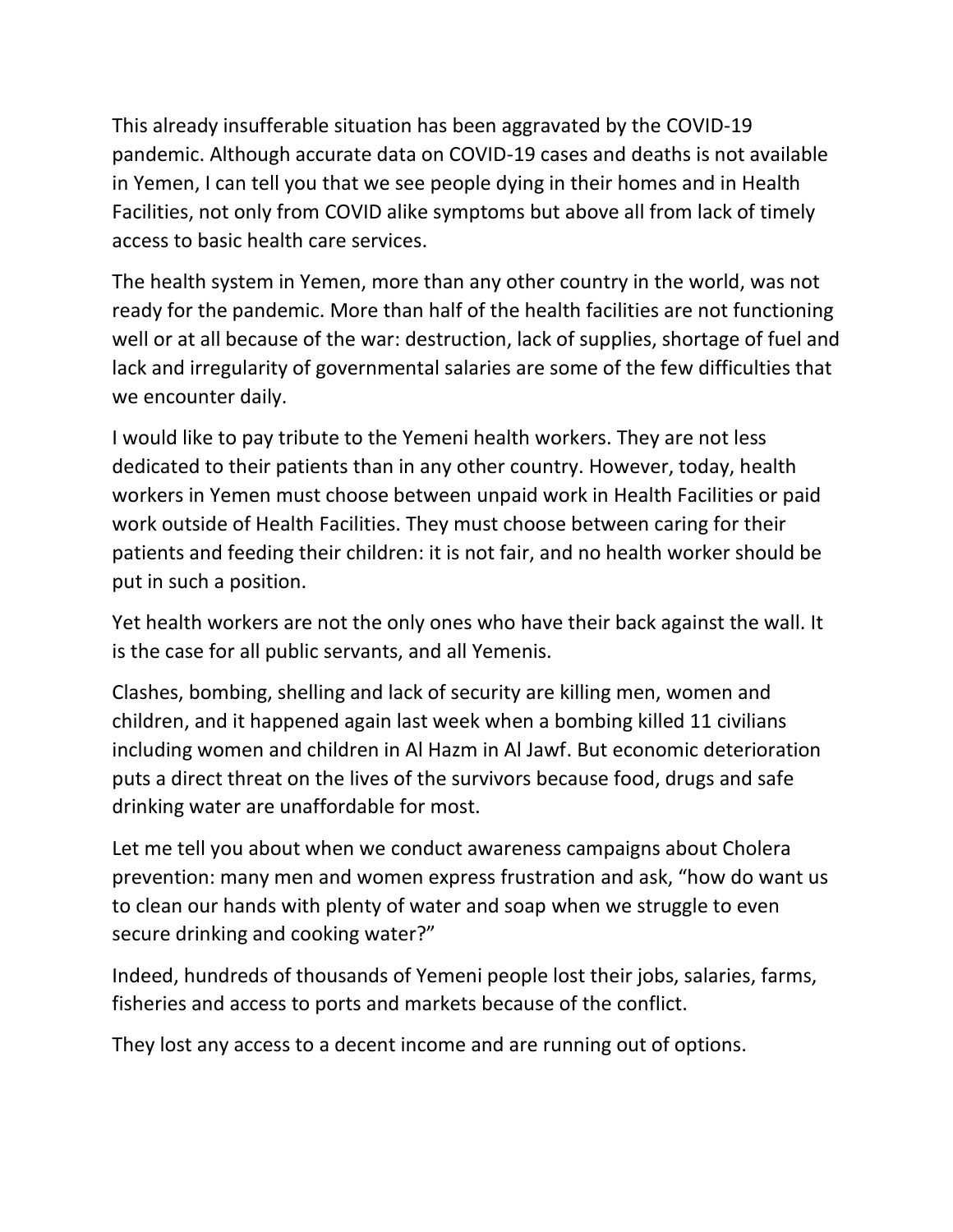This already insufferable situation has been aggravated by the COVID-19 pandemic. Although accurate data on COVID-19 cases and deaths is not available in Yemen, I can tell you that we see people dying in their homes and in Health Facilities, not only from COVID alike symptoms but above all from lack of timely access to basic health care services.

The health system in Yemen, more than any other country in the world, was not ready for the pandemic. More than half of the health facilities are not functioning well or at all because of the war: destruction, lack of supplies, shortage of fuel and lack and irregularity of governmental salaries are some of the few difficulties that we encounter daily.

I would like to pay tribute to the Yemeni health workers. They are not less dedicated to their patients than in any other country. However, today, health workers in Yemen must choose between unpaid work in Health Facilities or paid work outside of Health Facilities. They must choose between caring for their patients and feeding their children: it is not fair, and no health worker should be put in such a position.

Yet health workers are not the only ones who have their back against the wall. It is the case for all public servants, and all Yemenis.

Clashes, bombing, shelling and lack of security are killing men, women and children, and it happened again last week when a bombing killed 11 civilians including women and children in Al Hazm in Al Jawf. But economic deterioration puts a direct threat on the lives of the survivors because food, drugs and safe drinking water are unaffordable for most.

Let me tell you about when we conduct awareness campaigns about Cholera prevention: many men and women express frustration and ask, "how do want us to clean our hands with plenty of water and soap when we struggle to even secure drinking and cooking water?"

Indeed, hundreds of thousands of Yemeni people lost their jobs, salaries, farms, fisheries and access to ports and markets because of the conflict.

They lost any access to a decent income and are running out of options.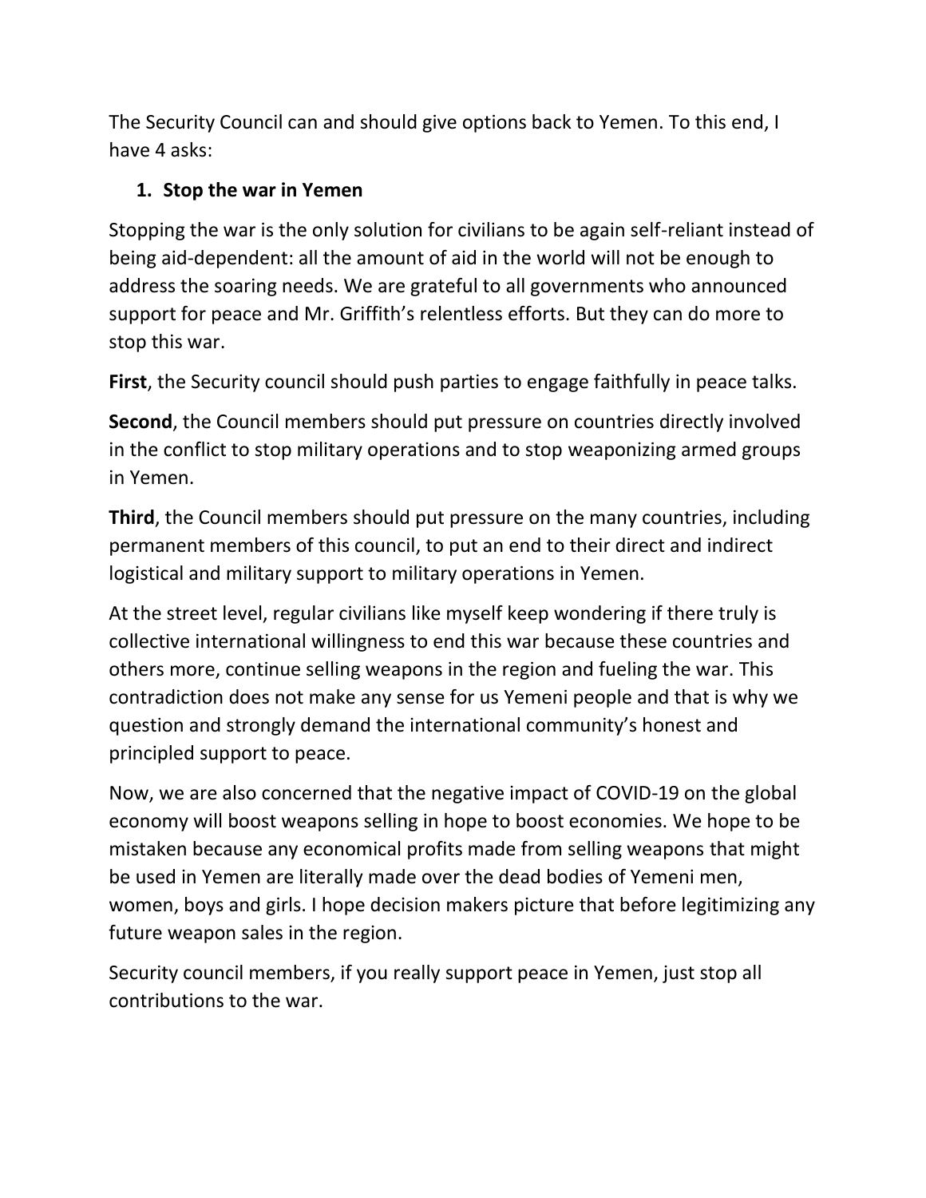The Security Council can and should give options back to Yemen. To this end, I have 4 asks:

1. **Stop the war in Yemen**

Stopping the war is the only solution for civilians to be again self-reliant instead of being aid-dependent: all the amount of aid in the world will not be enough to address the soaring needs. We are grateful to all governments who announced support for peace and Mr. Griffith's relentless efforts. But they can do more to stop this war.

**First**, the Security council should push parties to engage faithfully in peace talks.

**Second**, the Council members should put pressure on countries directly involved in the conflict to stop military operations and to stop weaponizing armed groups in Yemen.

**Third**, the Council members should put pressure on the many countries, including permanent members of this council, to put an end to their direct and indirect logistical and military support to military operations in Yemen.

At the street level, regular civilians like myself keep wondering if there truly is collective international willingness to end this war because these countries and others more, continue selling weapons in the region and fueling the war. This contradiction does not make any sense for us Yemeni people and that is why we question and strongly demand the international community's honest and principled support to peace.

Now, we are also concerned that the negative impact of COVID-19 on the global economy will boost weapons selling in hope to boost economies. We hope to be mistaken because any economical profits made from selling weapons that might be used in Yemen are literally made over the dead bodies of Yemeni men, women, boys and girls. I hope decision makers picture that before legitimizing any future weapon sales in the region.

Security council members, if you really support peace in Yemen, just stop all contributions to the war.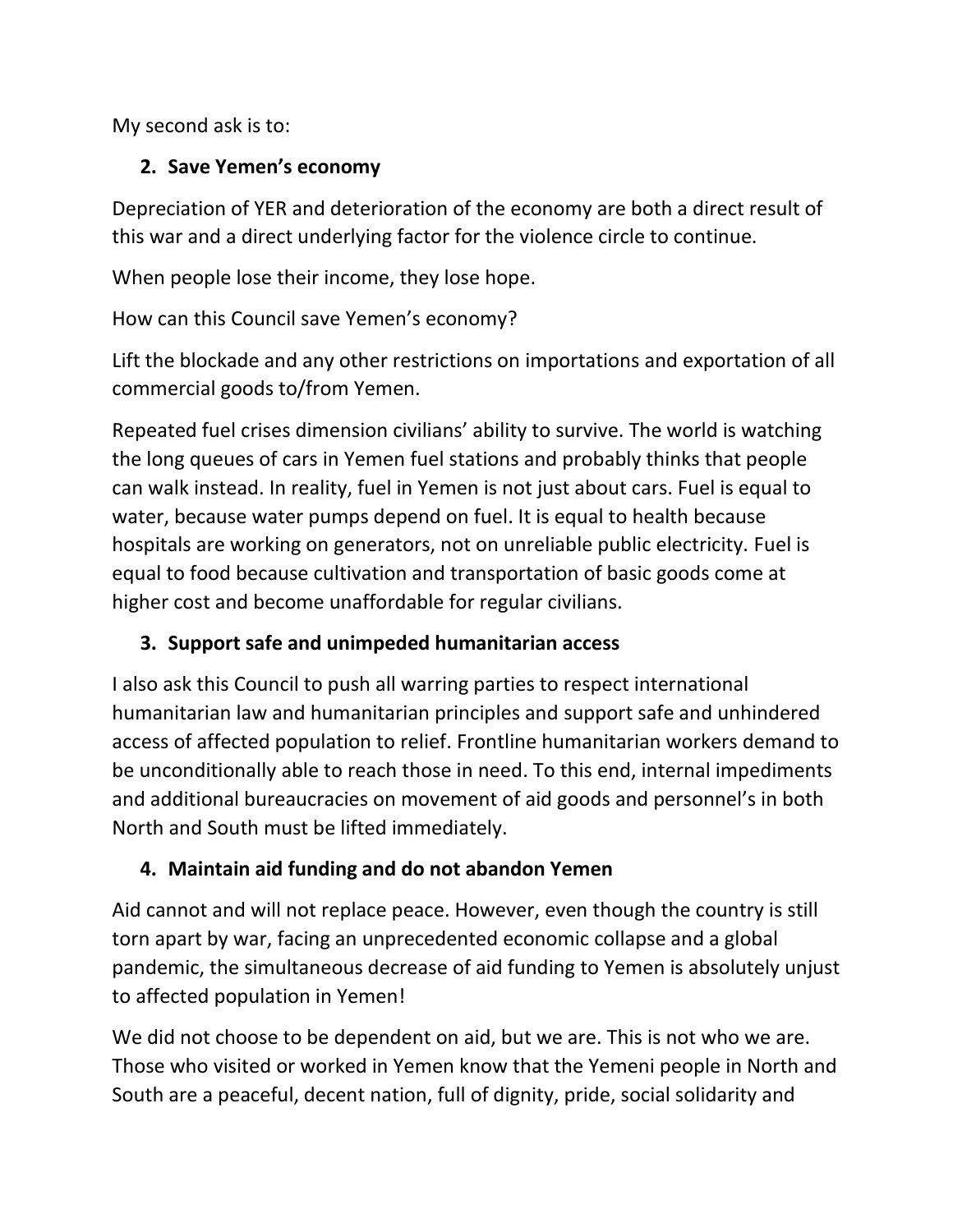My second ask is to:

2. **Save Yemen's economy**

Depreciation of YER and deterioration of the economy are both a direct result of this war and a direct underlying factor for the violence circle to continue.

When people lose their income, they lose hope.

How can this Council save Yemen's economy?

Lift the blockade and any other restrictions on importations and exportation of all commercial goods to/from Yemen.

Repeated fuel crises dimension civilians' ability to survive. The world is watching the long queues of cars in Yemen fuel stations and probably thinks that people can walk instead. In reality, fuel in Yemen is not just about cars. Fuel is equal to water, because water pumps depend on fuel. It is equal to health because hospitals are working on generators, not on unreliable public electricity. Fuel is equal to food because cultivation and transportation of basic goods come at higher cost and become unaffordable for regular civilians.

3. **Support safe and unimpeded humanitarian access**

I also ask this Council to push all warring parties to respect international humanitarian law and humanitarian principles and support safe and unhindered access of affected population to relief. Frontline humanitarian workers demand to be unconditionally able to reach those in need. To this end, internal impediments and additional bureaucracies on movement of aid goods and personnel's in both North and South must be lifted immediately.

4. **Maintain aid funding and do not abandon Yemen**

Aid cannot and will not replace peace. However, even though the country is still torn apart by war, facing an unprecedented economic collapse and a global pandemic, the simultaneous decrease of aid funding to Yemen is absolutely unjust to affected population in Yemen!

We did not choose to be dependent on aid, but we are. This is not who we are. Those who visited or worked in Yemen know that the Yemeni people in North and South are a peaceful, decent nation, full of dignity, pride, social solidarity and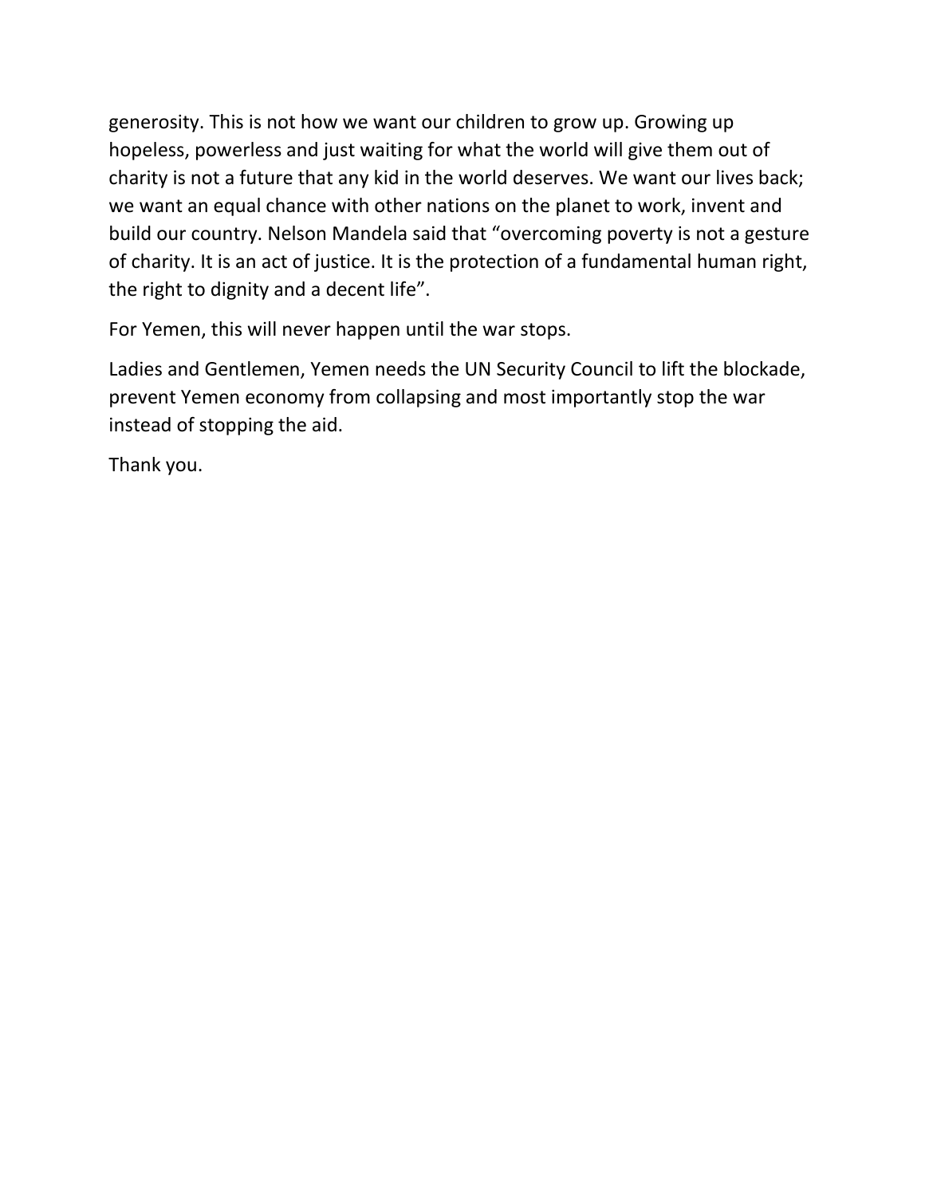generosity. This is not how we want our children to grow up. Growing up hopeless, powerless and just waiting for what the world will give them out of charity is not a future that any kid in the world deserves. We want our lives back; we want an equal chance with other nations on the planet to work, invent and build our country. Nelson Mandela said that “overcoming poverty is not a gesture of charity. It is an act of justice. It is the protection of a fundamental human right, the right to dignity and a decent life”.

For Yemen, this will never happen until the war stops.

Ladies and Gentlemen, Yemen needs the UN Security Council to lift the blockade, prevent Yemen economy from collapsing and most importantly stop the war instead of stopping the aid.

Thank you.